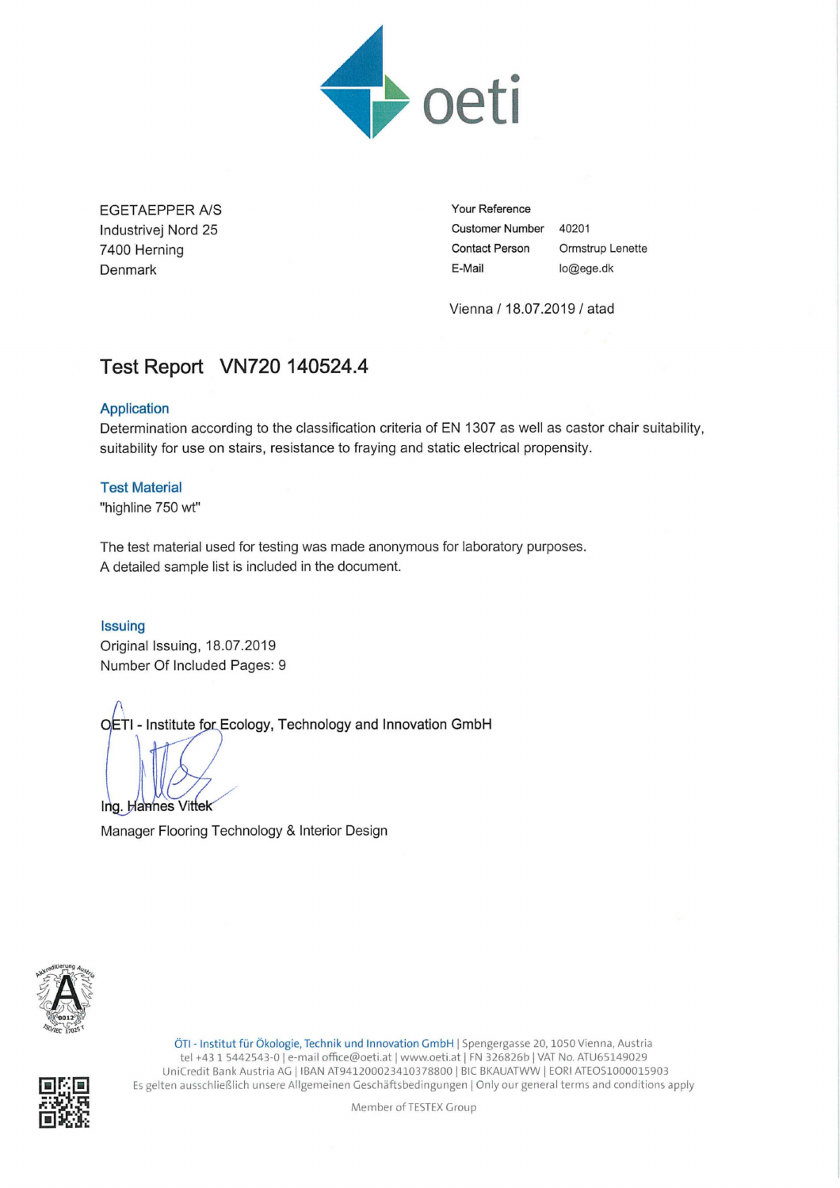oeti

EGETAEPPER A/S
Industrivej Nord 25
7400 Herning
Denmark

| | |
|---|---|
| Your Reference | |
| Customer Number | 40201 |
| Contact Person | Ormstrup Lenette |
| E-Mail | lo@ege.dk |

Vienna / 18.07.2019 / atad

# Test Report VN720 140524.4

### Application

Determination according to the classification criteria of EN 1307 as well as castor chair suitability, suitability for use on stairs, resistance to fraying and static electrical propensity.

### Test Material

"highline 750 wt"

The test material used for testing was made anonymous for laboratory purposes.
A detailed sample list is included in the document.

### Issuing

Original Issuing, 18.07.2019
Number Of Included Pages: 9

OETI - Institute for Ecology, Technology and Innovation GmbH

Ing. Hannes Vittek
Manager Flooring Technology & Interior Design

ÖTI - Institut für Ökologie, Technik und Innovation GmbH | Spengergasse 20, 1050 Vienna, Austria
tel +43 1 5442543-0 | e-mail office@oeti.at | www.oeti.at | FN 326826b | VAT No. ATU65149029
UniCredit Bank Austria AG | IBAN AT941200023410378800 | BIC BKAUATWW | EORI ATEOS1000015903
Es gelten ausschließlich unsere Allgemeinen Geschäftsbedingungen | Only our general terms and conditions apply

Member of TESTEX Group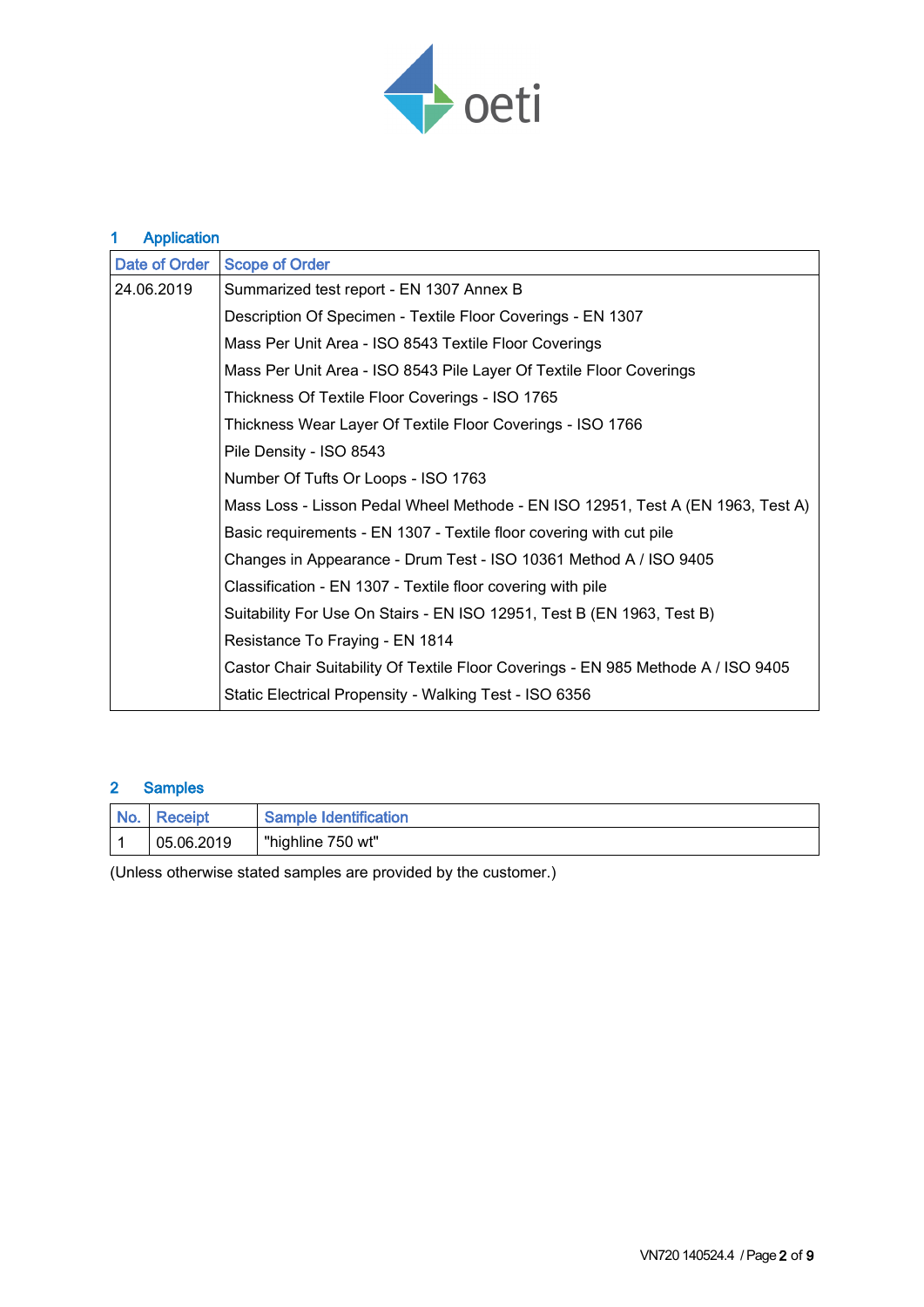## 1 Application

| Date of Order | Scope of Order |
|---|---|
| 24.06.2019 | Summarized test report - EN 1307 Annex B |
| | Description Of Specimen - Textile Floor Coverings - EN 1307 |
| | Mass Per Unit Area - ISO 8543 Textile Floor Coverings |
| | Mass Per Unit Area - ISO 8543 Pile Layer Of Textile Floor Coverings |
| | Thickness Of Textile Floor Coverings - ISO 1765 |
| | Thickness Wear Layer Of Textile Floor Coverings - ISO 1766 |
| | Pile Density - ISO 8543 |
| | Number Of Tufts Or Loops - ISO 1763 |
| | Mass Loss - Lisson Pedal Wheel Methode - EN ISO 12951, Test A (EN 1963, Test A) |
| | Basic requirements - EN 1307 - Textile floor covering with cut pile |
| | Changes in Appearance - Drum Test - ISO 10361 Method A / ISO 9405 |
| | Classification - EN 1307 - Textile floor covering with pile |
| | Suitability For Use On Stairs - EN ISO 12951, Test B (EN 1963, Test B) |
| | Resistance To Fraying - EN 1814 |
| | Castor Chair Suitability Of Textile Floor Coverings - EN 985 Methode A / ISO 9405 |
| | Static Electrical Propensity - Walking Test - ISO 6356 |

## 2 Samples

| No. | Receipt | Sample Identification |
|---|---|---|
| 1 | 05.06.2019 | "highline 750 wt" |

(Unless otherwise stated samples are provided by the customer.)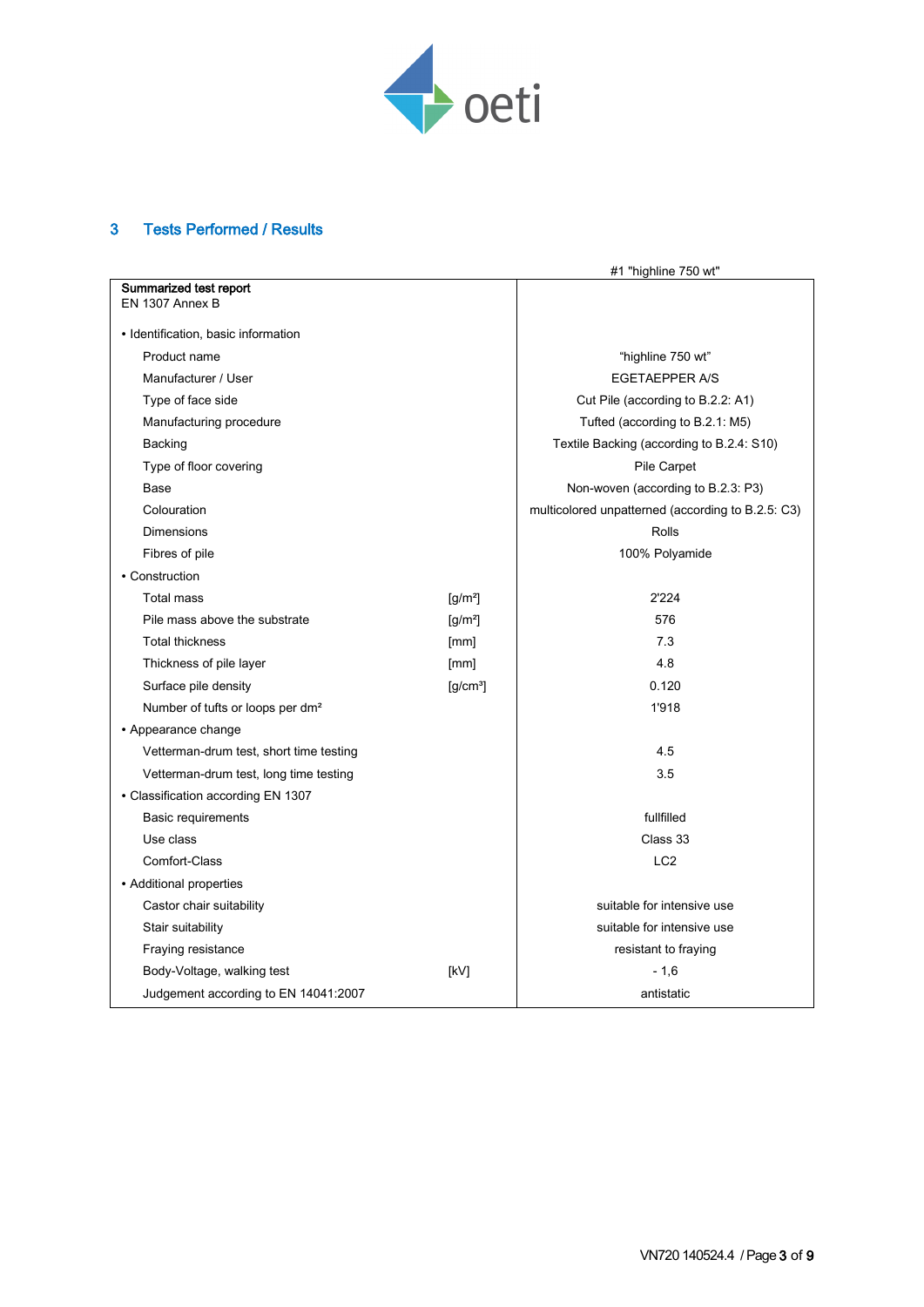## 3 Tests Performed / Results

| Summarized test report<br>EN 1307 Annex B | | #1 "highline 750 wt" |
|---|---|---|
| • Identification, basic information | | |
| Product name | | "highline 750 wt" |
| Manufacturer / User | | EGETAEPPER A/S |
| Type of face side | | Cut Pile (according to B.2.2: A1) |
| Manufacturing procedure | | Tufted (according to B.2.1: M5) |
| Backing | | Textile Backing (according to B.2.4: S10) |
| Type of floor covering | | Pile Carpet |
| Base | | Non-woven (according to B.2.3: P3) |
| Colouration | | multicolored unpatterned (according to B.2.5: C3) |
| Dimensions | | Rolls |
| Fibres of pile | | 100% Polyamide |
| • Construction | | |
| Total mass | [g/m²] | 2'224 |
| Pile mass above the substrate | [g/m²] | 576 |
| Total thickness | [mm] | 7.3 |
| Thickness of pile layer | [mm] | 4.8 |
| Surface pile density | [g/cm³] | 0.120 |
| Number of tufts or loops per dm² | | 1'918 |
| • Appearance change | | |
| Vetterman-drum test, short time testing | | 4.5 |
| Vetterman-drum test, long time testing | | 3.5 |
| • Classification according EN 1307 | | |
| Basic requirements | | fullfilled |
| Use class | | Class 33 |
| Comfort-Class | | LC2 |
| • Additional properties | | |
| Castor chair suitability | | suitable for intensive use |
| Stair suitability | | suitable for intensive use |
| Fraying resistance | | resistant to fraying |
| Body-Voltage, walking test | [kV] | - 1,6 |
| Judgement according to EN 14041:2007 | | antistatic |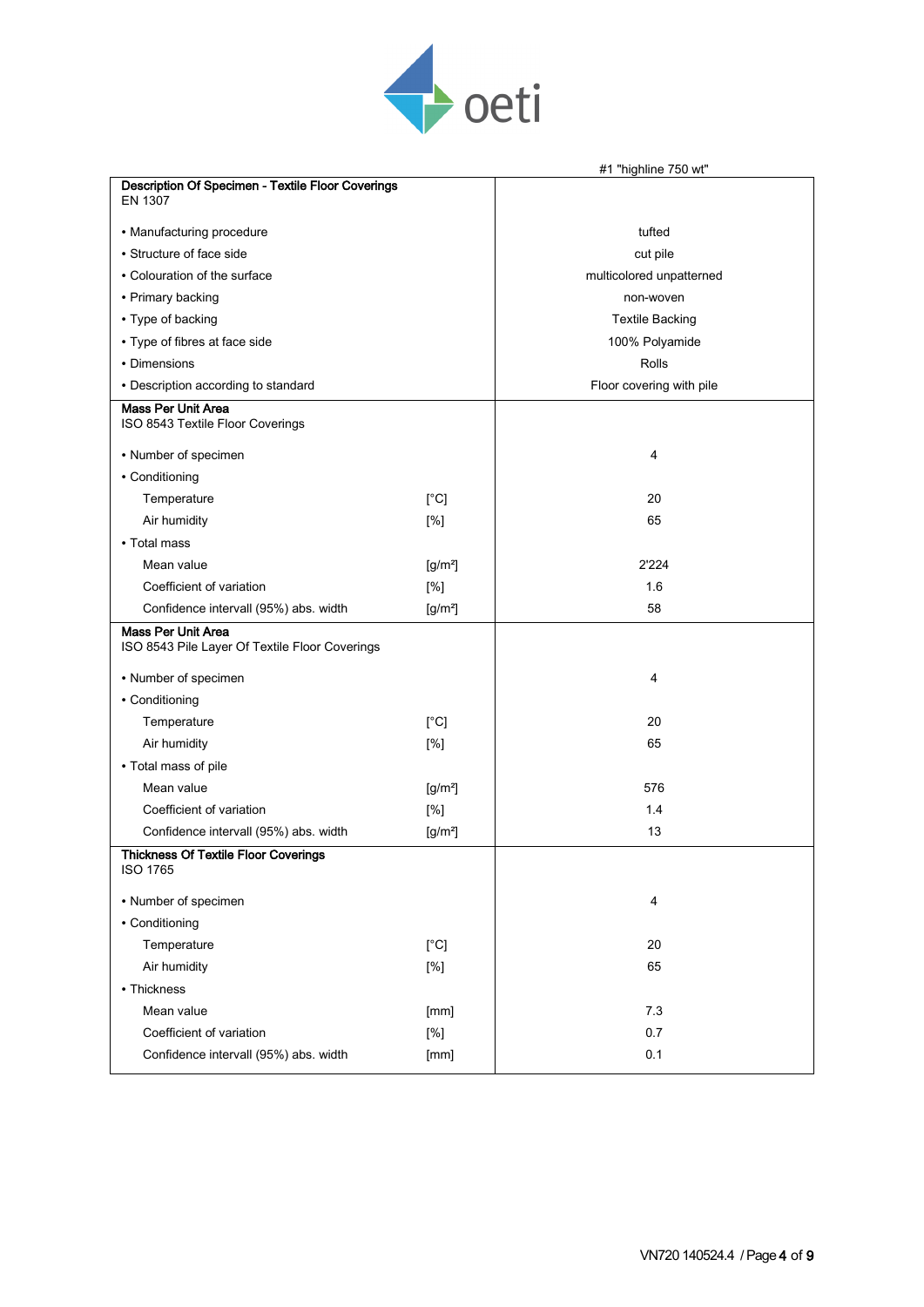| | | #1 "highline 750 wt" |
|---|---|---|
| **Description Of Specimen - Textile Floor Coverings** EN 1307 | | |
| • Manufacturing procedure | | tufted |
| • Structure of face side | | cut pile |
| • Colouration of the surface | | multicolored unpatterned |
| • Primary backing | | non-woven |
| • Type of backing | | Textile Backing |
| • Type of fibres at face side | | 100% Polyamide |
| • Dimensions | | Rolls |
| • Description according to standard | | Floor covering with pile |
| **Mass Per Unit Area** ISO 8543 Textile Floor Coverings | | |
| • Number of specimen | | 4 |
| • Conditioning | | |
| Temperature | [°C] | 20 |
| Air humidity | [%] | 65 |
| • Total mass | | |
| Mean value | [g/m²] | 2'224 |
| Coefficient of variation | [%] | 1.6 |
| Confidence intervall (95%) abs. width | [g/m²] | 58 |
| **Mass Per Unit Area** ISO 8543 Pile Layer Of Textile Floor Coverings | | |
| • Number of specimen | | 4 |
| • Conditioning | | |
| Temperature | [°C] | 20 |
| Air humidity | [%] | 65 |
| • Total mass of pile | | |
| Mean value | [g/m²] | 576 |
| Coefficient of variation | [%] | 1.4 |
| Confidence intervall (95%) abs. width | [g/m²] | 13 |
| **Thickness Of Textile Floor Coverings** ISO 1765 | | |
| • Number of specimen | | 4 |
| • Conditioning | | |
| Temperature | [°C] | 20 |
| Air humidity | [%] | 65 |
| • Thickness | | |
| Mean value | [mm] | 7.3 |
| Coefficient of variation | [%] | 0.7 |
| Confidence intervall (95%) abs. width | [mm] | 0.1 |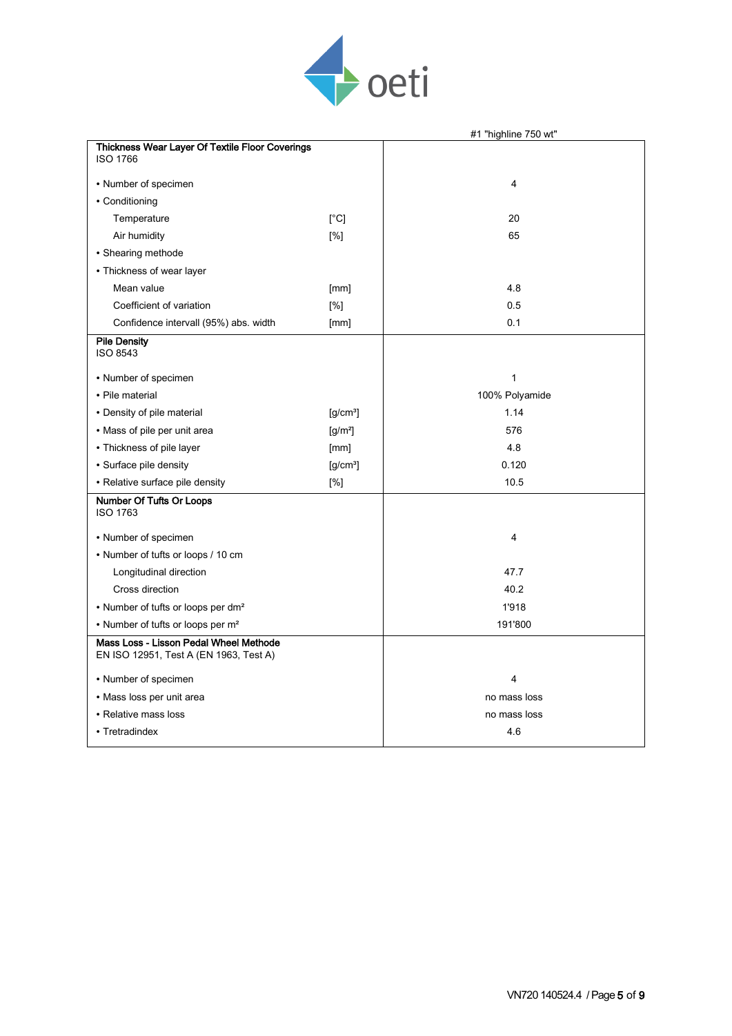| | | #1 "highline 750 wt" |
|---|---|---|
| **Thickness Wear Layer Of Textile Floor Coverings** ISO 1766 | | |
| • Number of specimen | | 4 |
| • Conditioning | | |
| Temperature | [°C] | 20 |
| Air humidity | [%] | 65 |
| • Shearing methode | | |
| • Thickness of wear layer | | |
| Mean value | [mm] | 4.8 |
| Coefficient of variation | [%] | 0.5 |
| Confidence intervall (95%) abs. width | [mm] | 0.1 |
| **Pile Density** ISO 8543 | | |
| • Number of specimen | | 1 |
| • Pile material | | 100% Polyamide |
| • Density of pile material | [g/cm³] | 1.14 |
| • Mass of pile per unit area | [g/m²] | 576 |
| • Thickness of pile layer | [mm] | 4.8 |
| • Surface pile density | [g/cm³] | 0.120 |
| • Relative surface pile density | [%] | 10.5 |
| **Number Of Tufts Or Loops** ISO 1763 | | |
| • Number of specimen | | 4 |
| • Number of tufts or loops / 10 cm | | |
| Longitudinal direction | | 47.7 |
| Cross direction | | 40.2 |
| • Number of tufts or loops per dm² | | 1'918 |
| • Number of tufts or loops per m² | | 191'800 |
| **Mass Loss - Lisson Pedal Wheel Methode** EN ISO 12951, Test A (EN 1963, Test A) | | |
| • Number of specimen | | 4 |
| • Mass loss per unit area | | no mass loss |
| • Relative mass loss | | no mass loss |
| • Tretradindex | | 4.6 |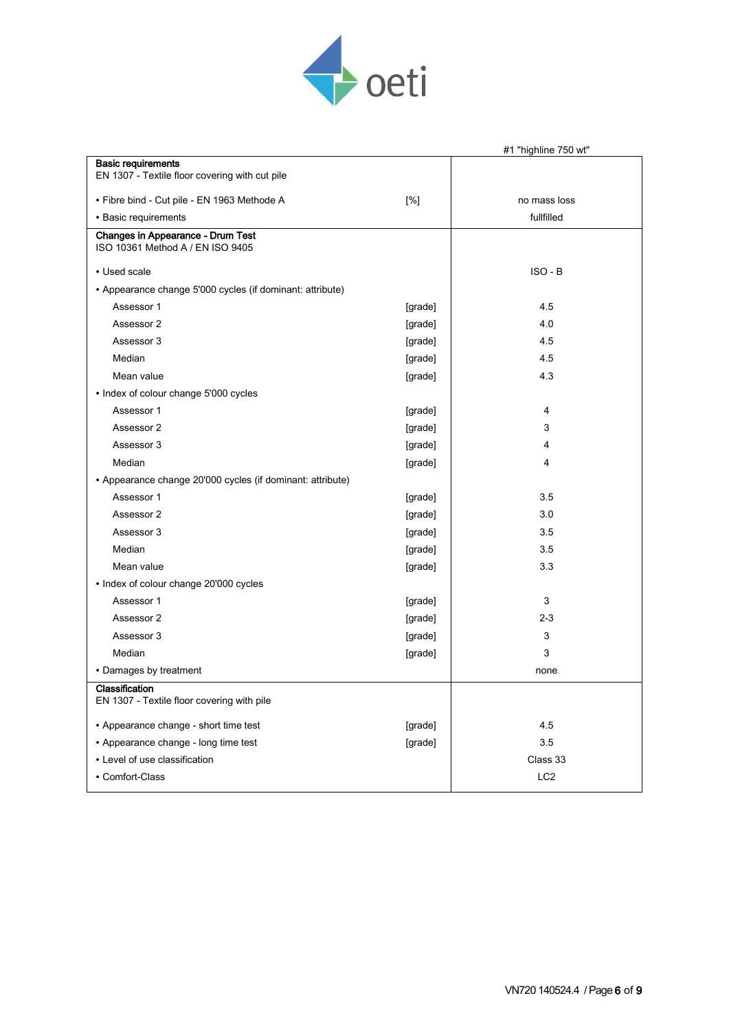| | | #1 "highline 750 wt" |
|---|---|---|
| **Basic requirements**<br>EN 1307 - Textile floor covering with cut pile | | |
| • Fibre bind - Cut pile - EN 1963 Methode A | [%] | no mass loss |
| • Basic requirements | | fullfilled |
| **Changes in Appearance - Drum Test**<br>ISO 10361 Method A / EN ISO 9405 | | |
| • Used scale | | ISO - B |
| • Appearance change 5'000 cycles (if dominant: attribute) | | |
| Assessor 1 | [grade] | 4.5 |
| Assessor 2 | [grade] | 4.0 |
| Assessor 3 | [grade] | 4.5 |
| Median | [grade] | 4.5 |
| Mean value | [grade] | 4.3 |
| • Index of colour change 5'000 cycles | | |
| Assessor 1 | [grade] | 4 |
| Assessor 2 | [grade] | 3 |
| Assessor 3 | [grade] | 4 |
| Median | [grade] | 4 |
| • Appearance change 20'000 cycles (if dominant: attribute) | | |
| Assessor 1 | [grade] | 3.5 |
| Assessor 2 | [grade] | 3.0 |
| Assessor 3 | [grade] | 3.5 |
| Median | [grade] | 3.5 |
| Mean value | [grade] | 3.3 |
| • Index of colour change 20'000 cycles | | |
| Assessor 1 | [grade] | 3 |
| Assessor 2 | [grade] | 2-3 |
| Assessor 3 | [grade] | 3 |
| Median | [grade] | 3 |
| • Damages by treatment | | none |
| **Classification**<br>EN 1307 - Textile floor covering with pile | | |
| • Appearance change - short time test | [grade] | 4.5 |
| • Appearance change - long time test | [grade] | 3.5 |
| • Level of use classification | | Class 33 |
| • Comfort-Class | | LC2 |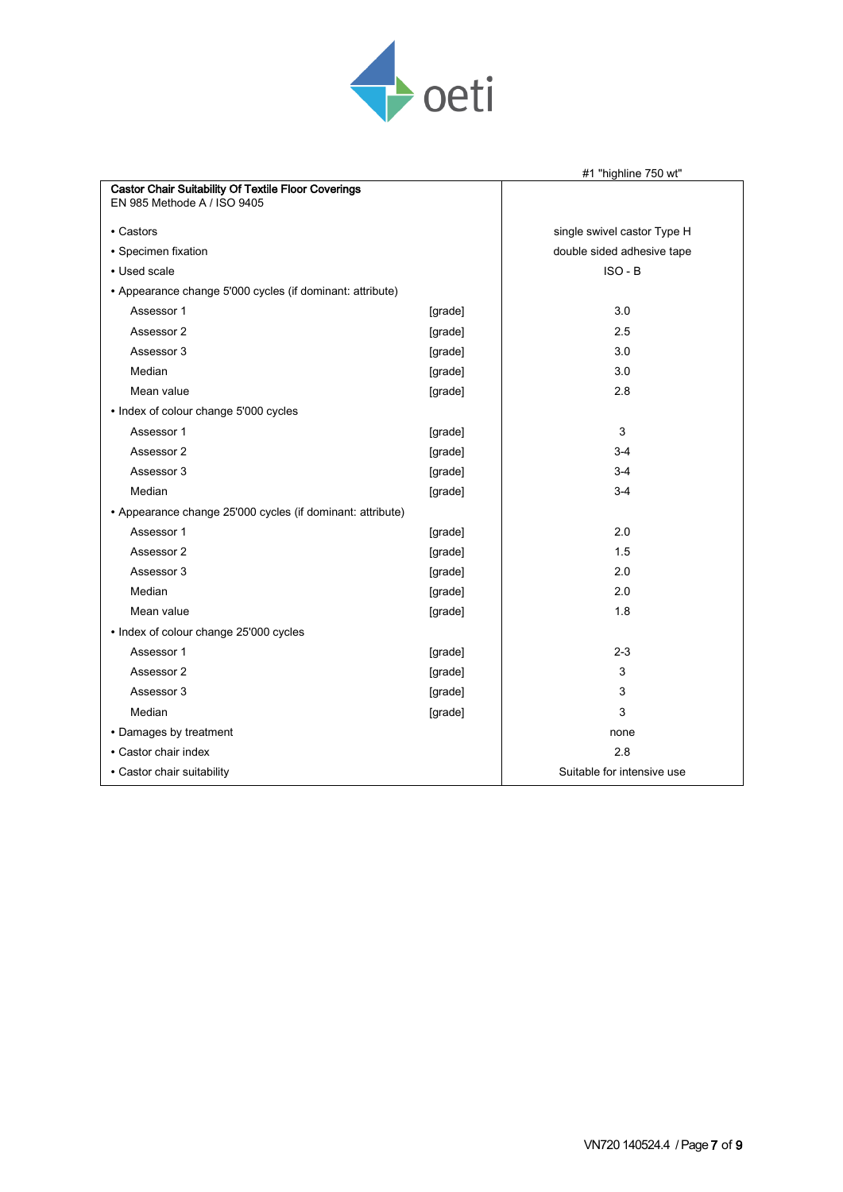| Castor Chair Suitability Of Textile Floor Coverings<br>EN 985 Methode A / ISO 9405 | | #1 "highline 750 wt" |
|---|---|---|
| • Castors | | single swivel castor Type H |
| • Specimen fixation | | double sided adhesive tape |
| • Used scale | | ISO - B |
| • Appearance change 5'000 cycles (if dominant: attribute) | | |
| Assessor 1 | [grade] | 3.0 |
| Assessor 2 | [grade] | 2.5 |
| Assessor 3 | [grade] | 3.0 |
| Median | [grade] | 3.0 |
| Mean value | [grade] | 2.8 |
| • Index of colour change 5'000 cycles | | |
| Assessor 1 | [grade] | 3 |
| Assessor 2 | [grade] | 3-4 |
| Assessor 3 | [grade] | 3-4 |
| Median | [grade] | 3-4 |
| • Appearance change 25'000 cycles (if dominant: attribute) | | |
| Assessor 1 | [grade] | 2.0 |
| Assessor 2 | [grade] | 1.5 |
| Assessor 3 | [grade] | 2.0 |
| Median | [grade] | 2.0 |
| Mean value | [grade] | 1.8 |
| • Index of colour change 25'000 cycles | | |
| Assessor 1 | [grade] | 2-3 |
| Assessor 2 | [grade] | 3 |
| Assessor 3 | [grade] | 3 |
| Median | [grade] | 3 |
| • Damages by treatment | | none |
| • Castor chair index | | 2.8 |
| • Castor chair suitability | | Suitable for intensive use |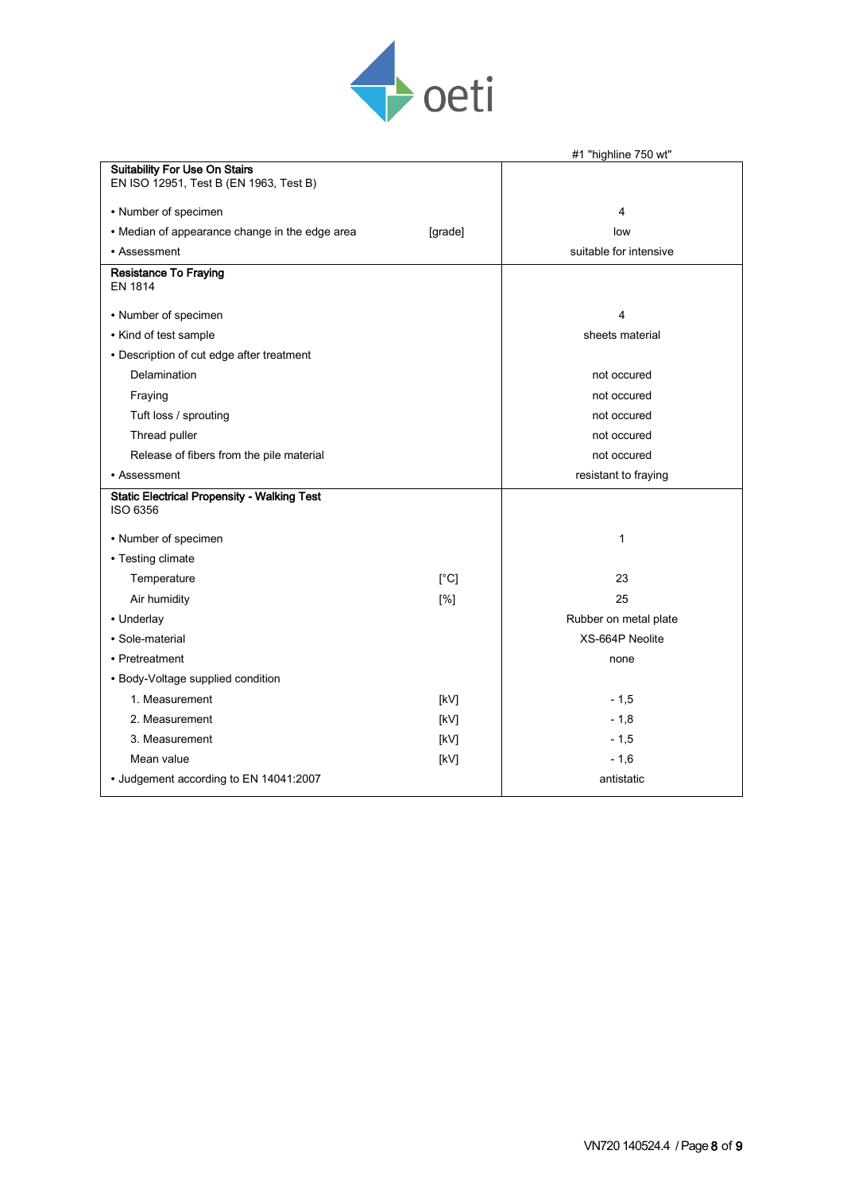| | | #1 "highline 750 wt" |
|---|---|---|
| **Suitability For Use On Stairs** EN ISO 12951, Test B (EN 1963, Test B) | | |
| • Number of specimen | | 4 |
| • Median of appearance change in the edge area | [grade] | low |
| • Assessment | | suitable for intensive |
| **Resistance To Fraying** EN 1814 | | |
| • Number of specimen | | 4 |
| • Kind of test sample | | sheets material |
| • Description of cut edge after treatment | | |
| Delamination | | not occured |
| Fraying | | not occured |
| Tuft loss / sprouting | | not occured |
| Thread puller | | not occured |
| Release of fibers from the pile material | | not occured |
| • Assessment | | resistant to fraying |
| **Static Electrical Propensity - Walking Test** ISO 6356 | | |
| • Number of specimen | | 1 |
| • Testing climate | | |
| Temperature | [°C] | 23 |
| Air humidity | [%] | 25 |
| • Underlay | | Rubber on metal plate |
| • Sole-material | | XS-664P Neolite |
| • Pretreatment | | none |
| • Body-Voltage supplied condition | | |
| 1. Measurement | [kV] | - 1,5 |
| 2. Measurement | [kV] | - 1,8 |
| 3. Measurement | [kV] | - 1,5 |
| Mean value | [kV] | - 1,6 |
| • Judgement according to EN 14041:2007 | | antistatic |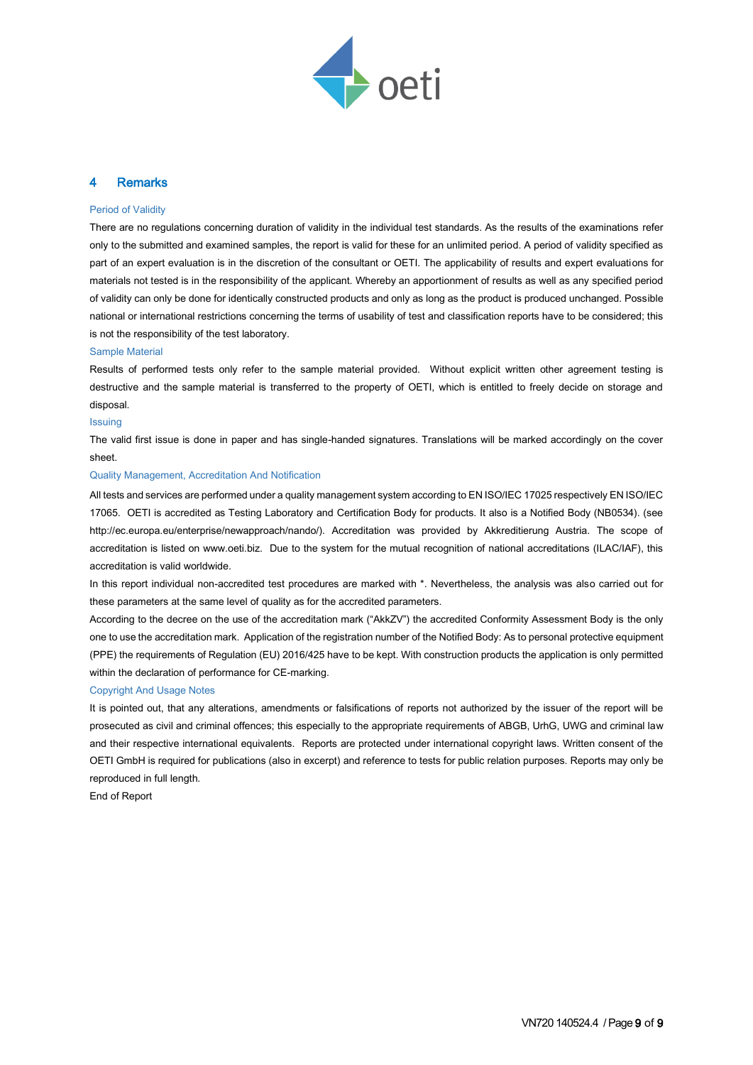## 4 Remarks

### Period of Validity

There are no regulations concerning duration of validity in the individual test standards. As the results of the examinations refer only to the submitted and examined samples, the report is valid for these for an unlimited period. A period of validity specified as part of an expert evaluation is in the discretion of the consultant or OETI. The applicability of results and expert evaluations for materials not tested is in the responsibility of the applicant. Whereby an apportionment of results as well as any specified period of validity can only be done for identically constructed products and only as long as the product is produced unchanged. Possible national or international restrictions concerning the terms of usability of test and classification reports have to be considered; this is not the responsibility of the test laboratory.

### Sample Material

Results of performed tests only refer to the sample material provided. Without explicit written other agreement testing is destructive and the sample material is transferred to the property of OETI, which is entitled to freely decide on storage and disposal.

### Issuing

The valid first issue is done in paper and has single-handed signatures. Translations will be marked accordingly on the cover sheet.

### Quality Management, Accreditation And Notification

All tests and services are performed under a quality management system according to EN ISO/IEC 17025 respectively EN ISO/IEC 17065. OETI is accredited as Testing Laboratory and Certification Body for products. It also is a Notified Body (NB0534). (see http://ec.europa.eu/enterprise/newapproach/nando/). Accreditation was provided by Akkreditierung Austria. The scope of accreditation is listed on www.oeti.biz. Due to the system for the mutual recognition of national accreditations (ILAC/IAF), this accreditation is valid worldwide.

In this report individual non-accredited test procedures are marked with *. Nevertheless, the analysis was also carried out for these parameters at the same level of quality as for the accredited parameters.

According to the decree on the use of the accreditation mark (“AkkZV”) the accredited Conformity Assessment Body is the only one to use the accreditation mark. Application of the registration number of the Notified Body: As to personal protective equipment (PPE) the requirements of Regulation (EU) 2016/425 have to be kept. With construction products the application is only permitted within the declaration of performance for CE-marking.

### Copyright And Usage Notes

It is pointed out, that any alterations, amendments or falsifications of reports not authorized by the issuer of the report will be prosecuted as civil and criminal offences; this especially to the appropriate requirements of ABGB, UrhG, UWG and criminal law and their respective international equivalents. Reports are protected under international copyright laws. Written consent of the OETI GmbH is required for publications (also in excerpt) and reference to tests for public relation purposes. Reports may only be reproduced in full length.

End of Report